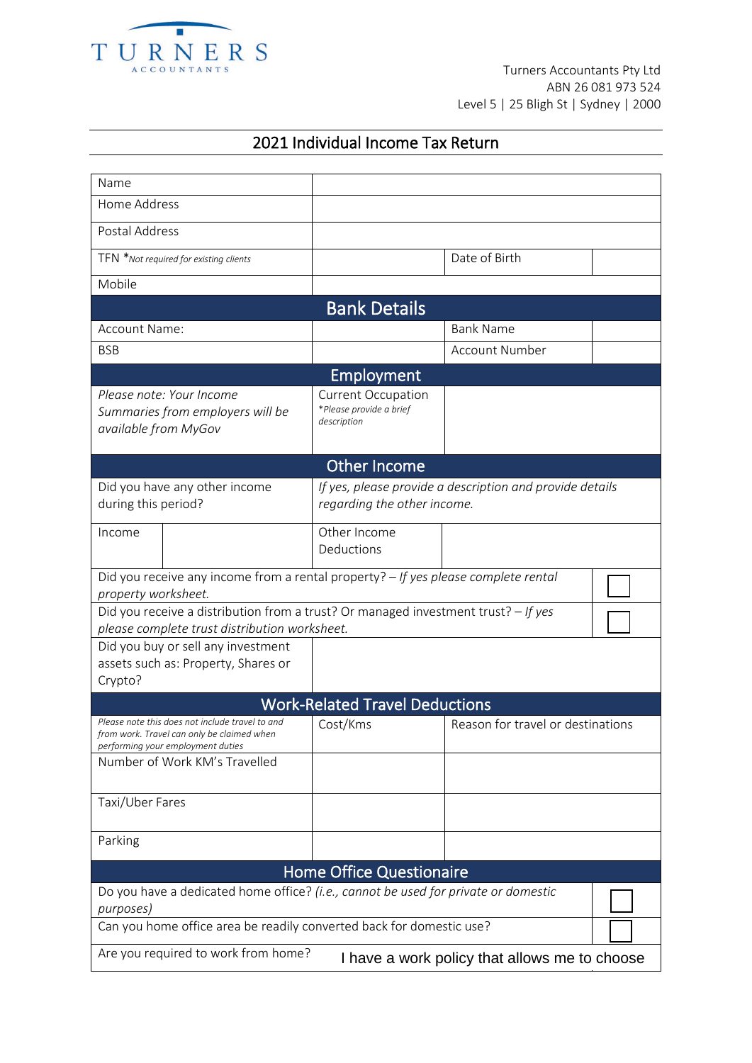TURNERS
ACCOUNTANTS

Turners Accountants Pty Ltd
ABN 26 081 973 524
Level 5 | 25 Bligh St | Sydney | 2000

# 2021 Individual Income Tax Return

| Name | | | |
|---|---|---|---|
| Home Address | | | |
| Postal Address | | | |
| TFN **Not required for existing clients* | | Date of Birth | |
| Mobile | | | |

## Bank Details

| Account Name: | | Bank Name | |
|---|---|---|---|
| BSB | | Account Number | |

## Employment

| *Please note: Your Income Summaries from employers will be available from MyGov* | Current Occupation *\*Please provide a brief description* | |
|---|---|---|

## Other Income

| Did you have any other income during this period? | *If yes, please provide a description and provide details regarding the other income.* | | |
|---|---|---|---|
| Income | | Other Income Deductions | |

| Did you receive any income from a rental property? – *If yes please complete rental property worksheet.* | ☐ |
|---|---|
| Did you receive a distribution from a trust? Or managed investment trust? – *If yes please complete trust distribution worksheet.* | ☐ |

| Did you buy or sell any investment assets such as: Property, Shares or Crypto? | |
|---|---|

## Work-Related Travel Deductions

| *Please note this does not include travel to and from work. Travel can only be claimed when performing your employment duties* | Cost/Kms | Reason for travel or destinations |
|---|---|---|
| Number of Work KM's Travelled | | |
| Taxi/Uber Fares | | |
| Parking | | |

## Home Office Questionaire

| Do you have a dedicated home office? *(i.e., cannot be used for private or domestic purposes)* | ☐ |
|---|---|
| Can you home office area be readily converted back for domestic use? | ☐ |
| Are you required to work from home? | I have a work policy that allows me to choose |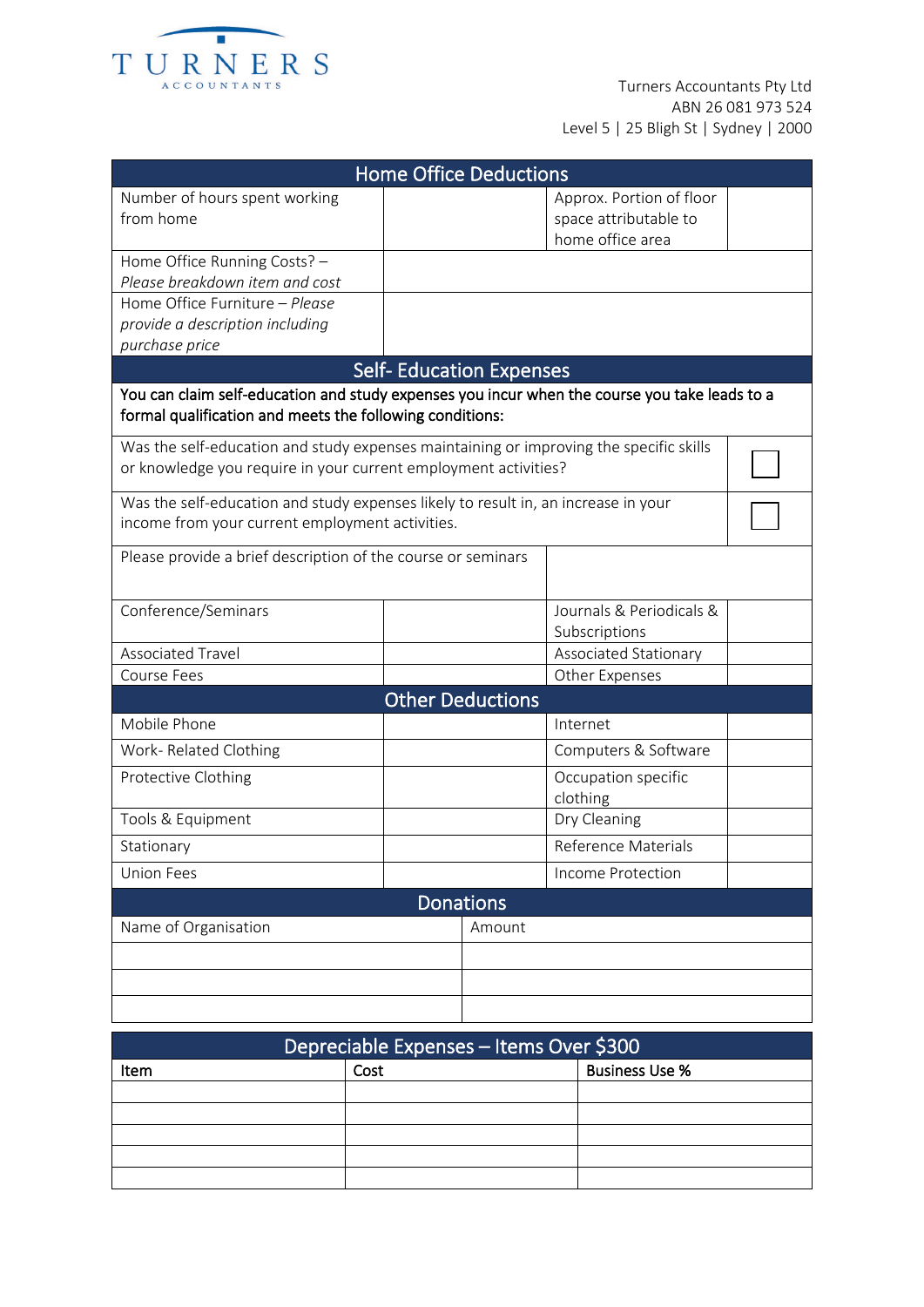TURNERS
ACCOUNTANTS

Turners Accountants Pty Ltd
ABN 26 081 973 524
Level 5 | 25 Bligh St | Sydney | 2000

| Home Office Deductions | | | |
|---|---|---|---|
| Number of hours spent working from home | | Approx. Portion of floor space attributable to home office area | |
| Home Office Running Costs? – *Please breakdown item and cost* | | | |
| Home Office Furniture – *Please provide a description including purchase price* | | | |

| Self- Education Expenses | | | |
|---|---|---|---|
| **You can claim self-education and study expenses you incur when the course you take leads to a formal qualification and meets the following conditions:** | | | |
| Was the self-education and study expenses maintaining or improving the specific skills or knowledge you require in your current employment activities? | | | ☐ |
| Was the self-education and study expenses likely to result in, an increase in your income from your current employment activities. | | | ☐ |
| Please provide a brief description of the course or seminars | | | |
| Conference/Seminars | | Journals & Periodicals & Subscriptions | |
| Associated Travel | | Associated Stationary | |
| Course Fees | | Other Expenses | |

| Other Deductions | | | |
|---|---|---|---|
| Mobile Phone | | Internet | |
| Work- Related Clothing | | Computers & Software | |
| Protective Clothing | | Occupation specific clothing | |
| Tools & Equipment | | Dry Cleaning | |
| Stationary | | Reference Materials | |
| Union Fees | | Income Protection | |

| Donations | |
|---|---|
| Name of Organisation | Amount |
| | |
| | |
| | |

| Depreciable Expenses – Items Over $300 | | |
|---|---|---|
| **Item** | **Cost** | **Business Use %** |
| | | |
| | | |
| | | |
| | | |
| | | |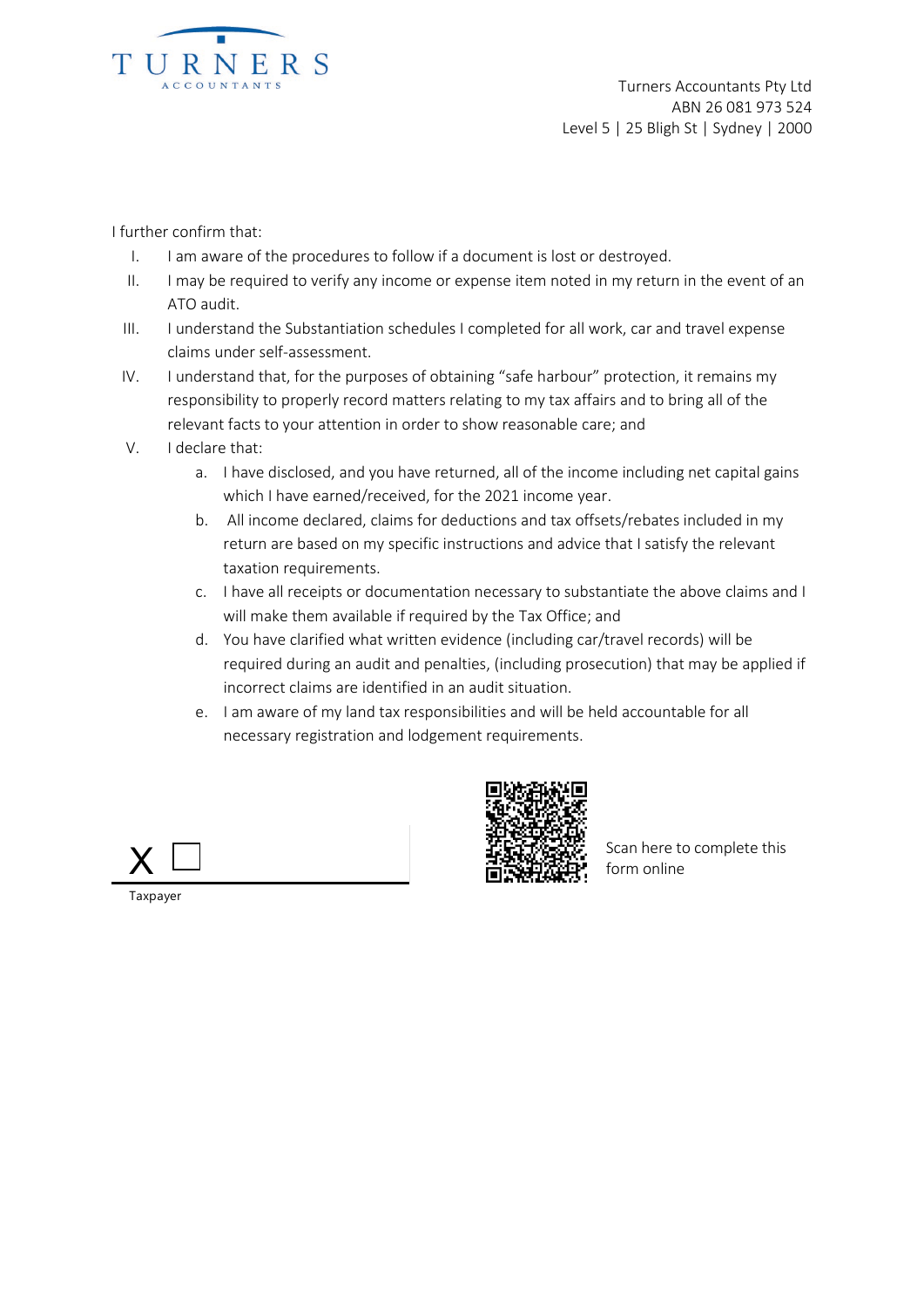TURNERS ACCOUNTANTS

Turners Accountants Pty Ltd
ABN 26 081 973 524
Level 5 | 25 Bligh St | Sydney | 2000

I further confirm that:

I. I am aware of the procedures to follow if a document is lost or destroyed.

II. I may be required to verify any income or expense item noted in my return in the event of an ATO audit.

III. I understand the Substantiation schedules I completed for all work, car and travel expense claims under self-assessment.

IV. I understand that, for the purposes of obtaining "safe harbour" protection, it remains my responsibility to properly record matters relating to my tax affairs and to bring all of the relevant facts to your attention in order to show reasonable care; and

V. I declare that:

   a. I have disclosed, and you have returned, all of the income including net capital gains which I have earned/received, for the 2021 income year.
   b. All income declared, claims for deductions and tax offsets/rebates included in my return are based on my specific instructions and advice that I satisfy the relevant taxation requirements.
   c. I have all receipts or documentation necessary to substantiate the above claims and I will make them available if required by the Tax Office; and
   d. You have clarified what written evidence (including car/travel records) will be required during an audit and penalties, (including prosecution) that may be applied if incorrect claims are identified in an audit situation.
   e. I am aware of my land tax responsibilities and will be held accountable for all necessary registration and lodgement requirements.

X ☐

Taxpayer

Scan here to complete this form online